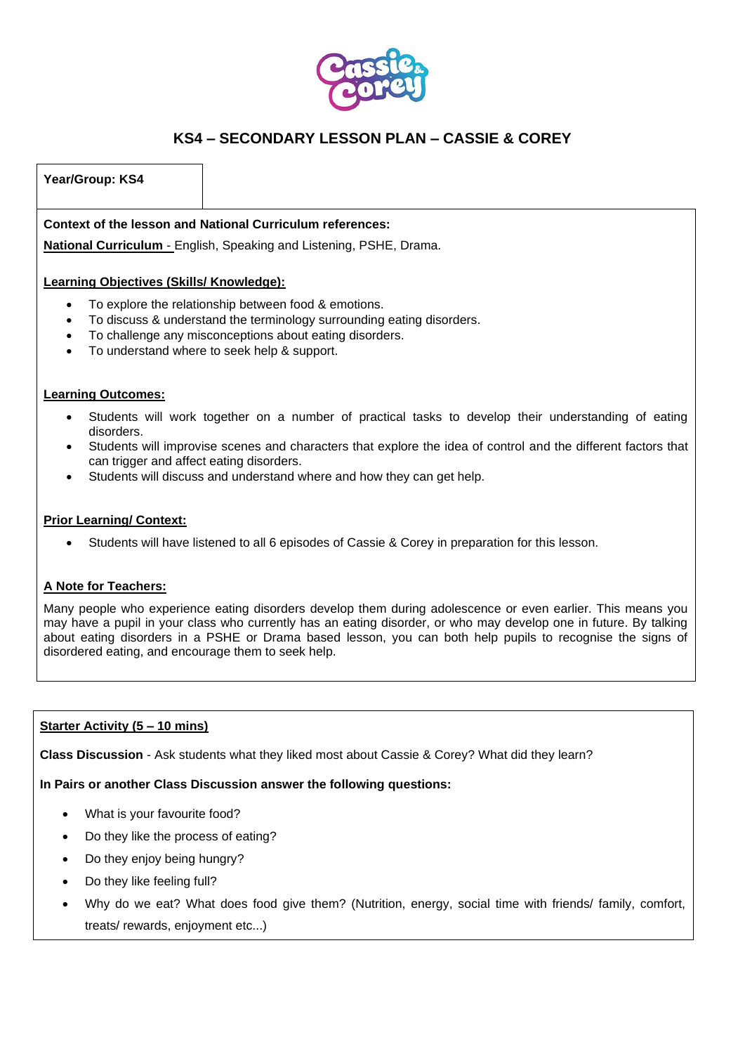# KS4 – SECONDARY LESSON PLAN – CASSIE & COREY

**Year/Group: KS4**

**Context of the lesson and National Curriculum references:**

**National Curriculum** - English, Speaking and Listening, PSHE, Drama.

**Learning Objectives (Skills/ Knowledge):**

- To explore the relationship between food & emotions.
- To discuss & understand the terminology surrounding eating disorders.
- To challenge any misconceptions about eating disorders.
- To understand where to seek help & support.

**Learning Outcomes:**

- Students will work together on a number of practical tasks to develop their understanding of eating disorders.
- Students will improvise scenes and characters that explore the idea of control and the different factors that can trigger and affect eating disorders.
- Students will discuss and understand where and how they can get help.

**Prior Learning/ Context:**

- Students will have listened to all 6 episodes of Cassie & Corey in preparation for this lesson.

**A Note for Teachers:**

Many people who experience eating disorders develop them during adolescence or even earlier. This means you may have a pupil in your class who currently has an eating disorder, or who may develop one in future. By talking about eating disorders in a PSHE or Drama based lesson, you can both help pupils to recognise the signs of disordered eating, and encourage them to seek help.

**Starter Activity (5 – 10 mins)**

**Class Discussion** - Ask students what they liked most about Cassie & Corey? What did they learn?

**In Pairs or another Class Discussion answer the following questions:**

- What is your favourite food?
- Do they like the process of eating?
- Do they enjoy being hungry?
- Do they like feeling full?
- Why do we eat? What does food give them? (Nutrition, energy, social time with friends/ family, comfort, treats/ rewards, enjoyment etc...)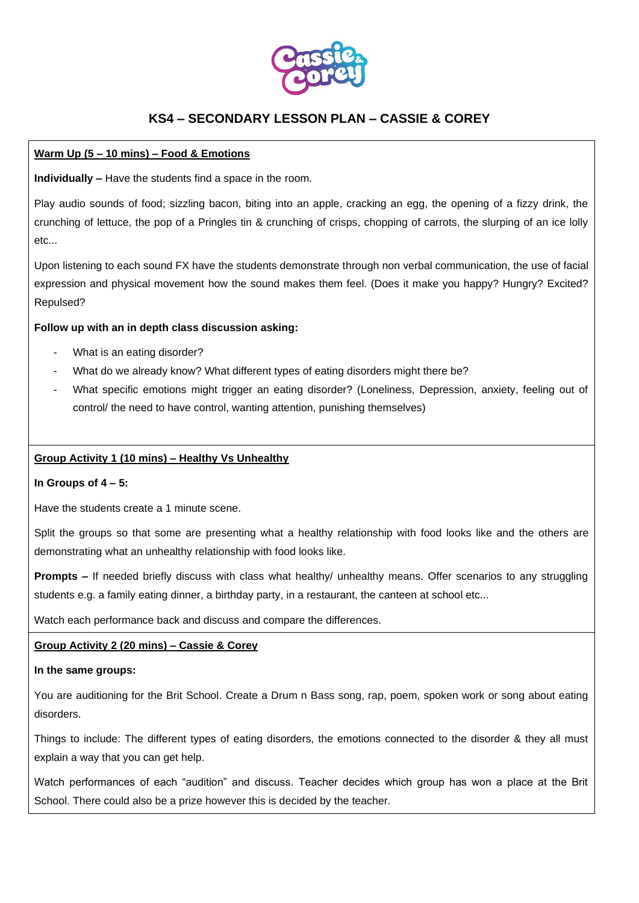# KS4 – SECONDARY LESSON PLAN – CASSIE & COREY

**Warm Up (5 – 10 mins) – Food & Emotions**

**Individually –** Have the students find a space in the room.

Play audio sounds of food; sizzling bacon, biting into an apple, cracking an egg, the opening of a fizzy drink, the crunching of lettuce, the pop of a Pringles tin & crunching of crisps, chopping of carrots, the slurping of an ice lolly etc...

Upon listening to each sound FX have the students demonstrate through non verbal communication, the use of facial expression and physical movement how the sound makes them feel. (Does it make you happy? Hungry? Excited? Repulsed?

**Follow up with an in depth class discussion asking:**

- What is an eating disorder?
- What do we already know? What different types of eating disorders might there be?
- What specific emotions might trigger an eating disorder? (Loneliness, Depression, anxiety, feeling out of control/ the need to have control, wanting attention, punishing themselves)

**Group Activity 1 (10 mins) – Healthy Vs Unhealthy**

**In Groups of 4 – 5:**

Have the students create a 1 minute scene.

Split the groups so that some are presenting what a healthy relationship with food looks like and the others are demonstrating what an unhealthy relationship with food looks like.

**Prompts –** If needed briefly discuss with class what healthy/ unhealthy means. Offer scenarios to any struggling students e.g. a family eating dinner, a birthday party, in a restaurant, the canteen at school etc...

Watch each performance back and discuss and compare the differences.

**Group Activity 2 (20 mins) – Cassie & Corey**

**In the same groups:**

You are auditioning for the Brit School. Create a Drum n Bass song, rap, poem, spoken work or song about eating disorders.

Things to include: The different types of eating disorders, the emotions connected to the disorder & they all must explain a way that you can get help.

Watch performances of each "audition" and discuss. Teacher decides which group has won a place at the Brit School. There could also be a prize however this is decided by the teacher.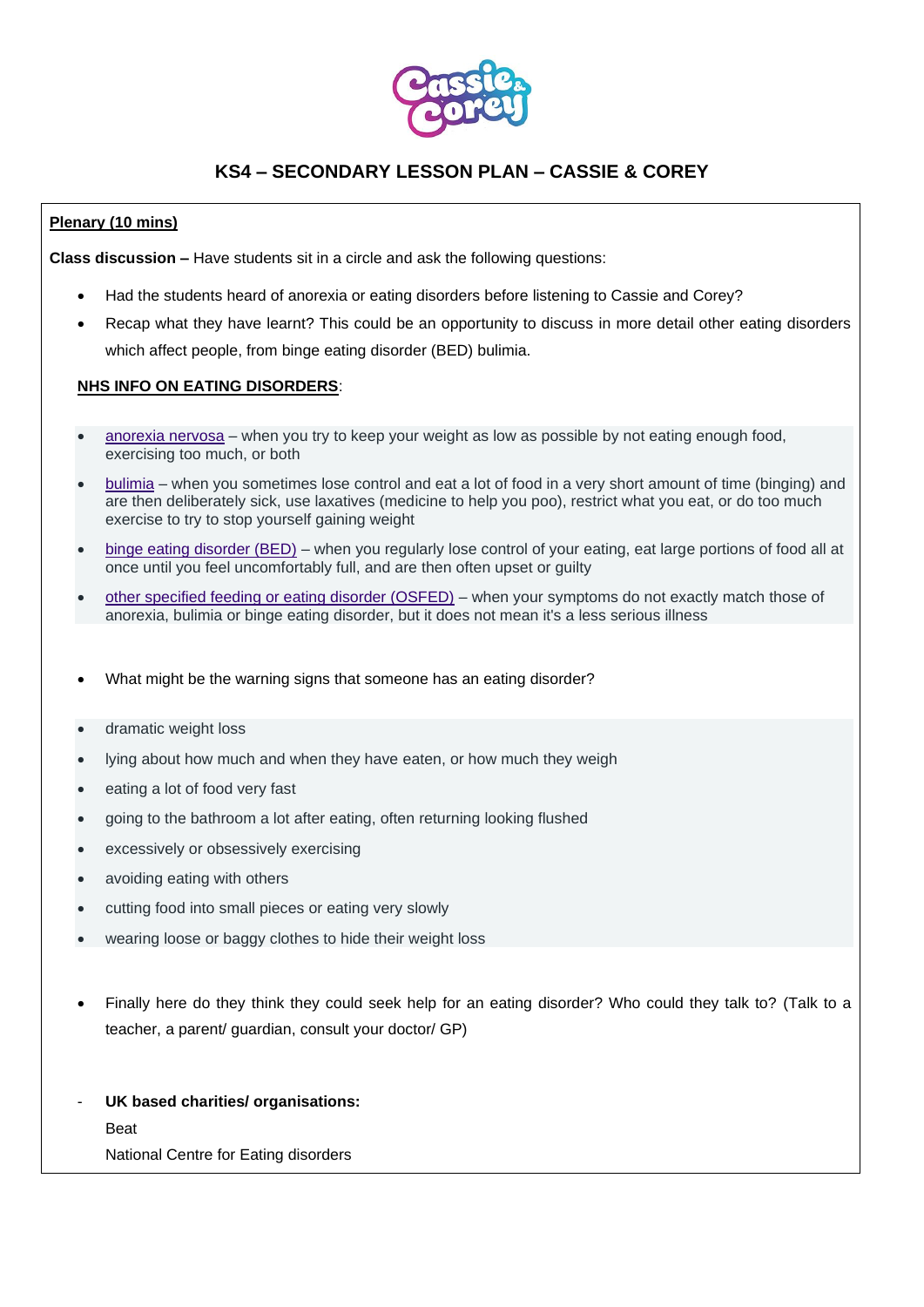## KS4 – SECONDARY LESSON PLAN – CASSIE & COREY

**Plenary (10 mins)**

**Class discussion –** Have students sit in a circle and ask the following questions:

- Had the students heard of anorexia or eating disorders before listening to Cassie and Corey?
- Recap what they have learnt? This could be an opportunity to discuss in more detail other eating disorders which affect people, from binge eating disorder (BED) bulimia.

**NHS INFO ON EATING DISORDERS**:

- anorexia nervosa – when you try to keep your weight as low as possible by not eating enough food, exercising too much, or both
- bulimia – when you sometimes lose control and eat a lot of food in a very short amount of time (binging) and are then deliberately sick, use laxatives (medicine to help you poo), restrict what you eat, or do too much exercise to try to stop yourself gaining weight
- binge eating disorder (BED) – when you regularly lose control of your eating, eat large portions of food all at once until you feel uncomfortably full, and are then often upset or guilty
- other specified feeding or eating disorder (OSFED) – when your symptoms do not exactly match those of anorexia, bulimia or binge eating disorder, but it does not mean it's a less serious illness

- What might be the warning signs that someone has an eating disorder?

- dramatic weight loss
- lying about how much and when they have eaten, or how much they weigh
- eating a lot of food very fast
- going to the bathroom a lot after eating, often returning looking flushed
- excessively or obsessively exercising
- avoiding eating with others
- cutting food into small pieces or eating very slowly
- wearing loose or baggy clothes to hide their weight loss

- Finally here do they think they could seek help for an eating disorder? Who could they talk to? (Talk to a teacher, a parent/ guardian, consult your doctor/ GP)

- **UK based charities/ organisations:**

  Beat

  National Centre for Eating disorders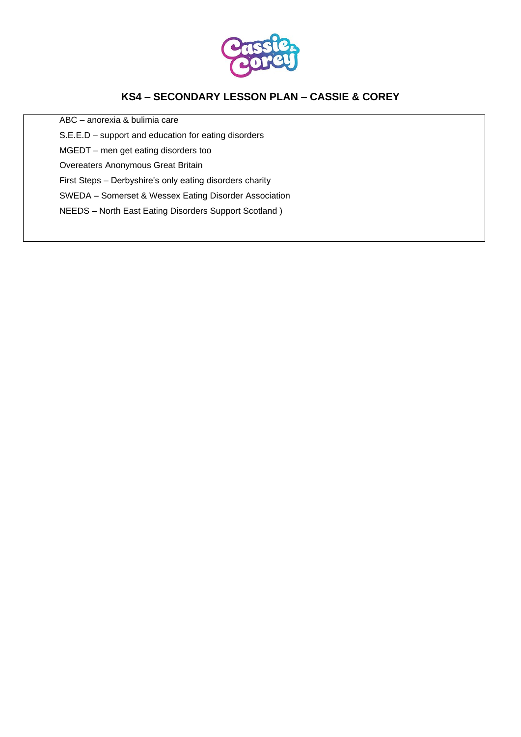## KS4 – SECONDARY LESSON PLAN – CASSIE & COREY

ABC – anorexia & bulimia care

S.E.E.D – support and education for eating disorders

MGEDT – men get eating disorders too

Overeaters Anonymous Great Britain

First Steps – Derbyshire's only eating disorders charity

SWEDA – Somerset & Wessex Eating Disorder Association

NEEDS – North East Eating Disorders Support Scotland )